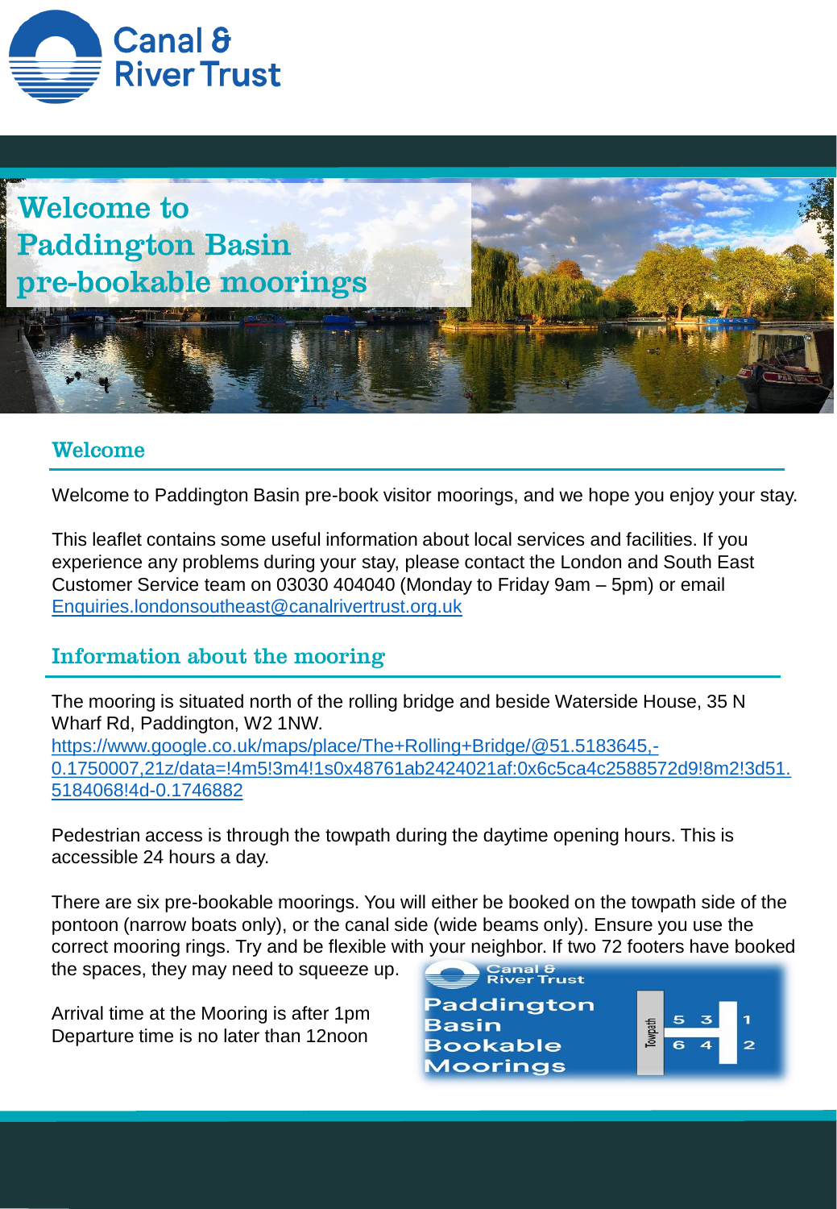Canal & River Trust

# Welcome to Paddington Basin pre-bookable moorings

## Welcome

Welcome to Paddington Basin pre-book visitor moorings, and we hope you enjoy your stay.

This leaflet contains some useful information about local services and facilities. If you experience any problems during your stay, please contact the London and South East Customer Service team on 03030 404040 (Monday to Friday 9am – 5pm) or email Enquiries.londonsoutheast@canalrivertrust.org.uk

## Information about the mooring

The mooring is situated north of the rolling bridge and beside Waterside House, 35 N Wharf Rd, Paddington, W2 1NW.
https://www.google.co.uk/maps/place/The+Rolling+Bridge/@51.5183645,-0.1750007,21z/data=!4m5!3m4!1s0x48761ab2424021af:0x6c5ca4c2588572d9!8m2!3d51.5184068!4d-0.1746882

Pedestrian access is through the towpath during the daytime opening hours. This is accessible 24 hours a day.

There are six pre-bookable moorings. You will either be booked on the towpath side of the pontoon (narrow boats only), or the canal side (wide beams only). Ensure you use the correct mooring rings. Try and be flexible with your neighbor. If two 72 footers have booked the spaces, they may need to squeeze up.

Arrival time at the Mooring is after 1pm
Departure time is no later than 12noon

Canal & River Trust
Paddington Basin Bookable Moorings

Towpath | 5 | 3 | 1
6 | 4 | 2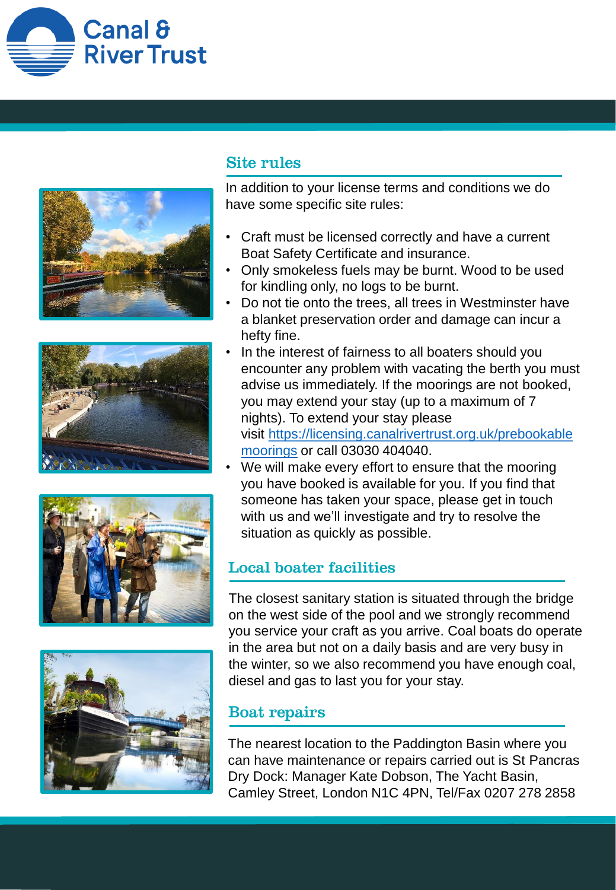## Site rules

In addition to your license terms and conditions we do have some specific site rules:

- Craft must be licensed correctly and have a current Boat Safety Certificate and insurance.
- Only smokeless fuels may be burnt. Wood to be used for kindling only, no logs to be burnt.
- Do not tie onto the trees, all trees in Westminster have a blanket preservation order and damage can incur a hefty fine.
- In the interest of fairness to all boaters should you encounter any problem with vacating the berth you must advise us immediately. If the moorings are not booked, you may extend your stay (up to a maximum of 7 nights). To extend your stay please visit [https://licensing.canalrivertrust.org.uk/prebookablemoorings](https://licensing.canalrivertrust.org.uk/prebookablemoorings) or call 03030 404040.
- We will make every effort to ensure that the mooring you have booked is available for you. If you find that someone has taken your space, please get in touch with us and we'll investigate and try to resolve the situation as quickly as possible.

## Local boater facilities

The closest sanitary station is situated through the bridge on the west side of the pool and we strongly recommend you service your craft as you arrive. Coal boats do operate in the area but not on a daily basis and are very busy in the winter, so we also recommend you have enough coal, diesel and gas to last you for your stay.

## Boat repairs

The nearest location to the Paddington Basin where you can have maintenance or repairs carried out is St Pancras Dry Dock: Manager Kate Dobson, The Yacht Basin, Camley Street, London N1C 4PN, Tel/Fax 0207 278 2858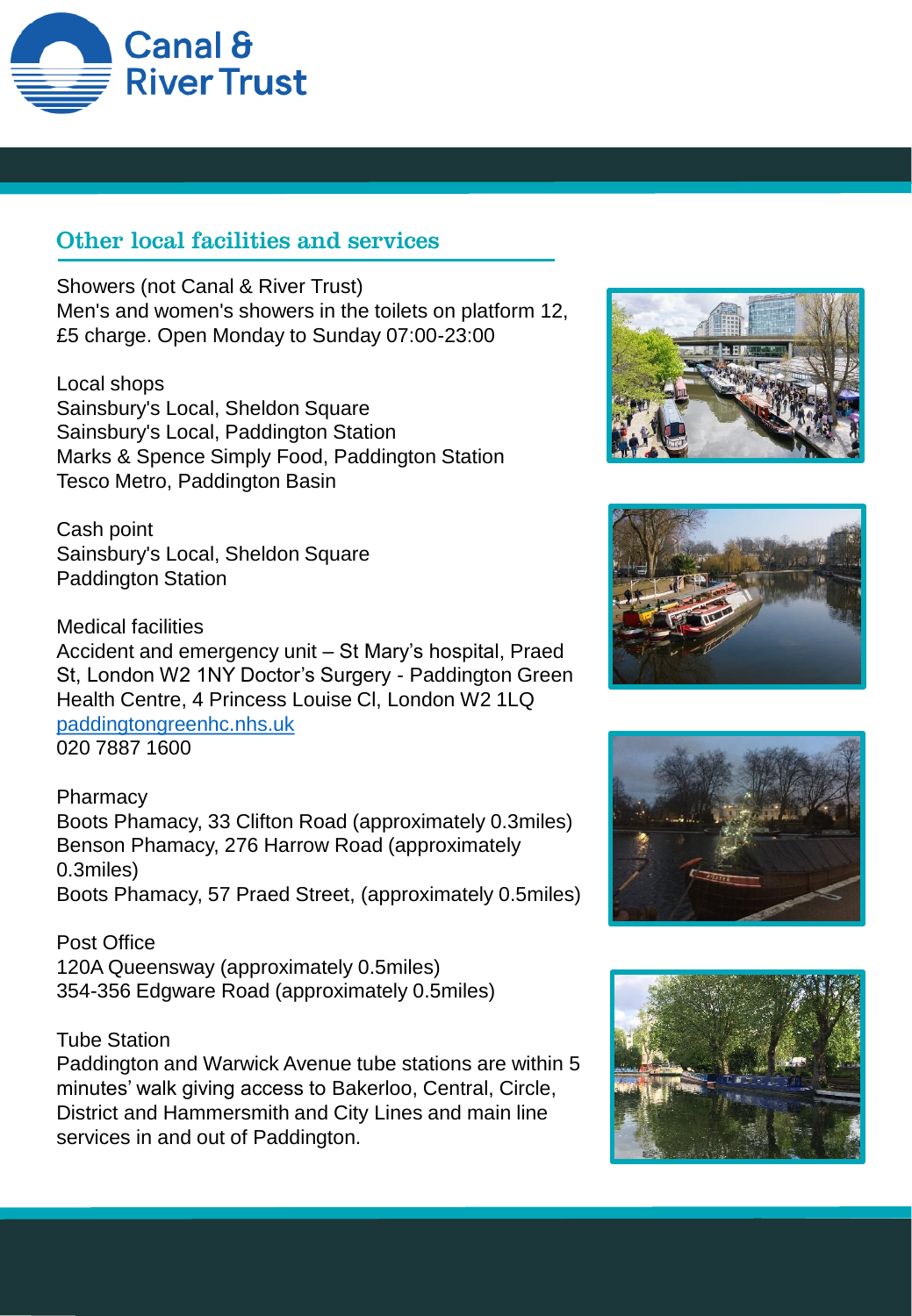## Other local facilities and services

Showers (not Canal & River Trust)
Men's and women's showers in the toilets on platform 12, £5 charge. Open Monday to Sunday 07:00-23:00

Local shops
Sainsbury's Local, Sheldon Square
Sainsbury's Local, Paddington Station
Marks & Spence Simply Food, Paddington Station
Tesco Metro, Paddington Basin

Cash point
Sainsbury's Local, Sheldon Square
Paddington Station

Medical facilities
Accident and emergency unit – St Mary's hospital, Praed St, London W2 1NY Doctor's Surgery - Paddington Green Health Centre, 4 Princess Louise Cl, London W2 1LQ
[paddingtongreenhc.nhs.uk](paddingtongreenhc.nhs.uk)
020 7887 1600

Pharmacy
Boots Phamacy, 33 Clifton Road (approximately 0.3miles)
Benson Phamacy, 276 Harrow Road (approximately 0.3miles)
Boots Phamacy, 57 Praed Street, (approximately 0.5miles)

Post Office
120A Queensway (approximately 0.5miles)
354-356 Edgware Road (approximately 0.5miles)

Tube Station
Paddington and Warwick Avenue tube stations are within 5 minutes' walk giving access to Bakerloo, Central, Circle, District and Hammersmith and City Lines and main line services in and out of Paddington.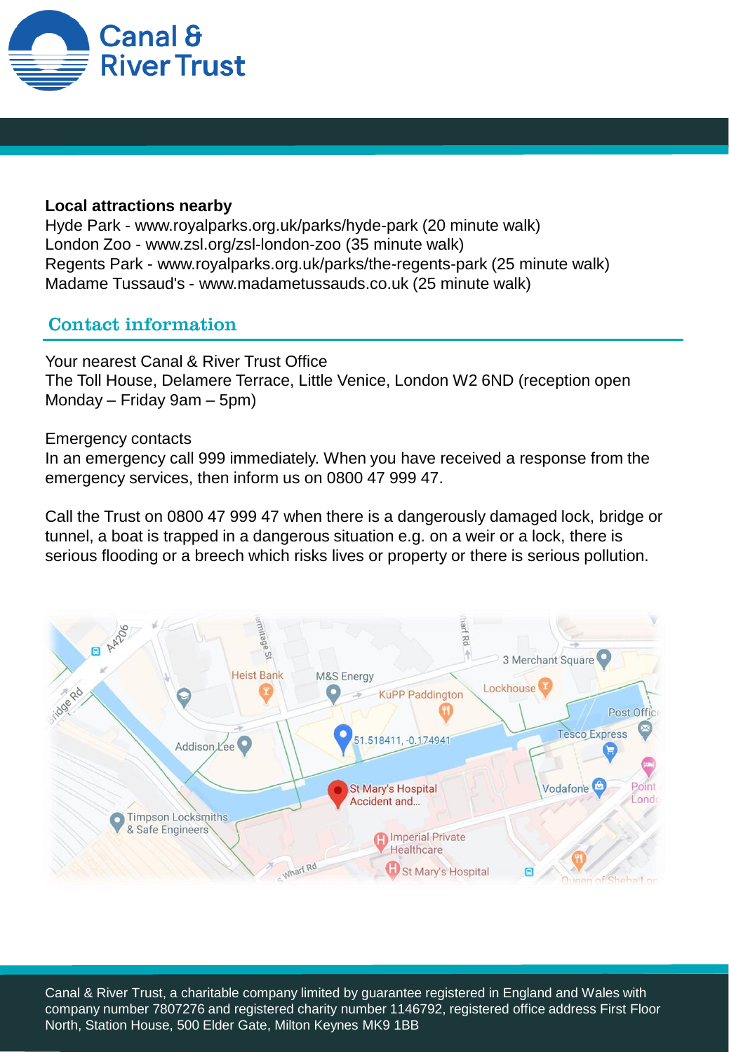**Local attractions nearby**

Hyde Park - www.royalparks.org.uk/parks/hyde-park (20 minute walk)
London Zoo - www.zsl.org/zsl-london-zoo (35 minute walk)
Regents Park - www.royalparks.org.uk/parks/the-regents-park (25 minute walk)
Madame Tussaud's - www.madametussauds.co.uk (25 minute walk)

## Contact information

Your nearest Canal & River Trust Office
The Toll House, Delamere Terrace, Little Venice, London W2 6ND (reception open Monday – Friday 9am – 5pm)

Emergency contacts
In an emergency call 999 immediately. When you have received a response from the emergency services, then inform us on 0800 47 999 47.

Call the Trust on 0800 47 999 47 when there is a dangerously damaged lock, bridge or tunnel, a boat is trapped in a dangerous situation e.g. on a weir or a lock, there is serious flooding or a breech which risks lives or property or there is serious pollution.

Canal & River Trust, a charitable company limited by guarantee registered in England and Wales with company number 7807276 and registered charity number 1146792, registered office address First Floor North, Station House, 500 Elder Gate, Milton Keynes MK9 1BB